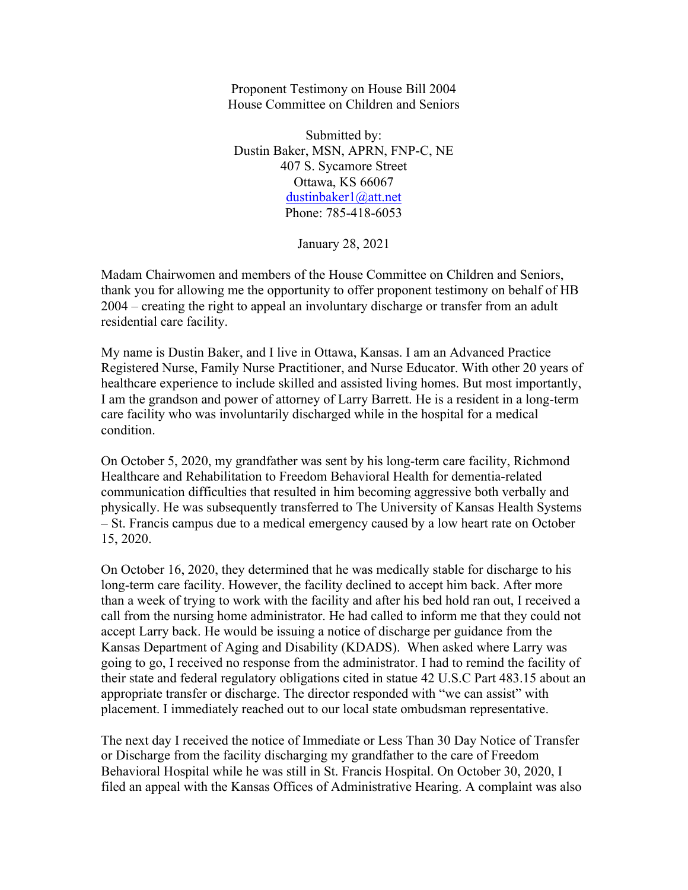Proponent Testimony on House Bill 2004
House Committee on Children and Seniors

Submitted by:
Dustin Baker, MSN, APRN, FNP-C, NE
407 S. Sycamore Street
Ottawa, KS 66067
dustinbaker1@att.net
Phone: 785-418-6053

January 28, 2021

Madam Chairwomen and members of the House Committee on Children and Seniors, thank you for allowing me the opportunity to offer proponent testimony on behalf of HB 2004 – creating the right to appeal an involuntary discharge or transfer from an adult residential care facility.

My name is Dustin Baker, and I live in Ottawa, Kansas. I am an Advanced Practice Registered Nurse, Family Nurse Practitioner, and Nurse Educator. With other 20 years of healthcare experience to include skilled and assisted living homes. But most importantly, I am the grandson and power of attorney of Larry Barrett. He is a resident in a long-term care facility who was involuntarily discharged while in the hospital for a medical condition.

On October 5, 2020, my grandfather was sent by his long-term care facility, Richmond Healthcare and Rehabilitation to Freedom Behavioral Health for dementia-related communication difficulties that resulted in him becoming aggressive both verbally and physically. He was subsequently transferred to The University of Kansas Health Systems – St. Francis campus due to a medical emergency caused by a low heart rate on October 15, 2020.

On October 16, 2020, they determined that he was medically stable for discharge to his long-term care facility. However, the facility declined to accept him back. After more than a week of trying to work with the facility and after his bed hold ran out, I received a call from the nursing home administrator. He had called to inform me that they could not accept Larry back. He would be issuing a notice of discharge per guidance from the Kansas Department of Aging and Disability (KDADS). When asked where Larry was going to go, I received no response from the administrator. I had to remind the facility of their state and federal regulatory obligations cited in statue 42 U.S.C Part 483.15 about an appropriate transfer or discharge. The director responded with "we can assist" with placement. I immediately reached out to our local state ombudsman representative.

The next day I received the notice of Immediate or Less Than 30 Day Notice of Transfer or Discharge from the facility discharging my grandfather to the care of Freedom Behavioral Hospital while he was still in St. Francis Hospital. On October 30, 2020, I filed an appeal with the Kansas Offices of Administrative Hearing. A complaint was also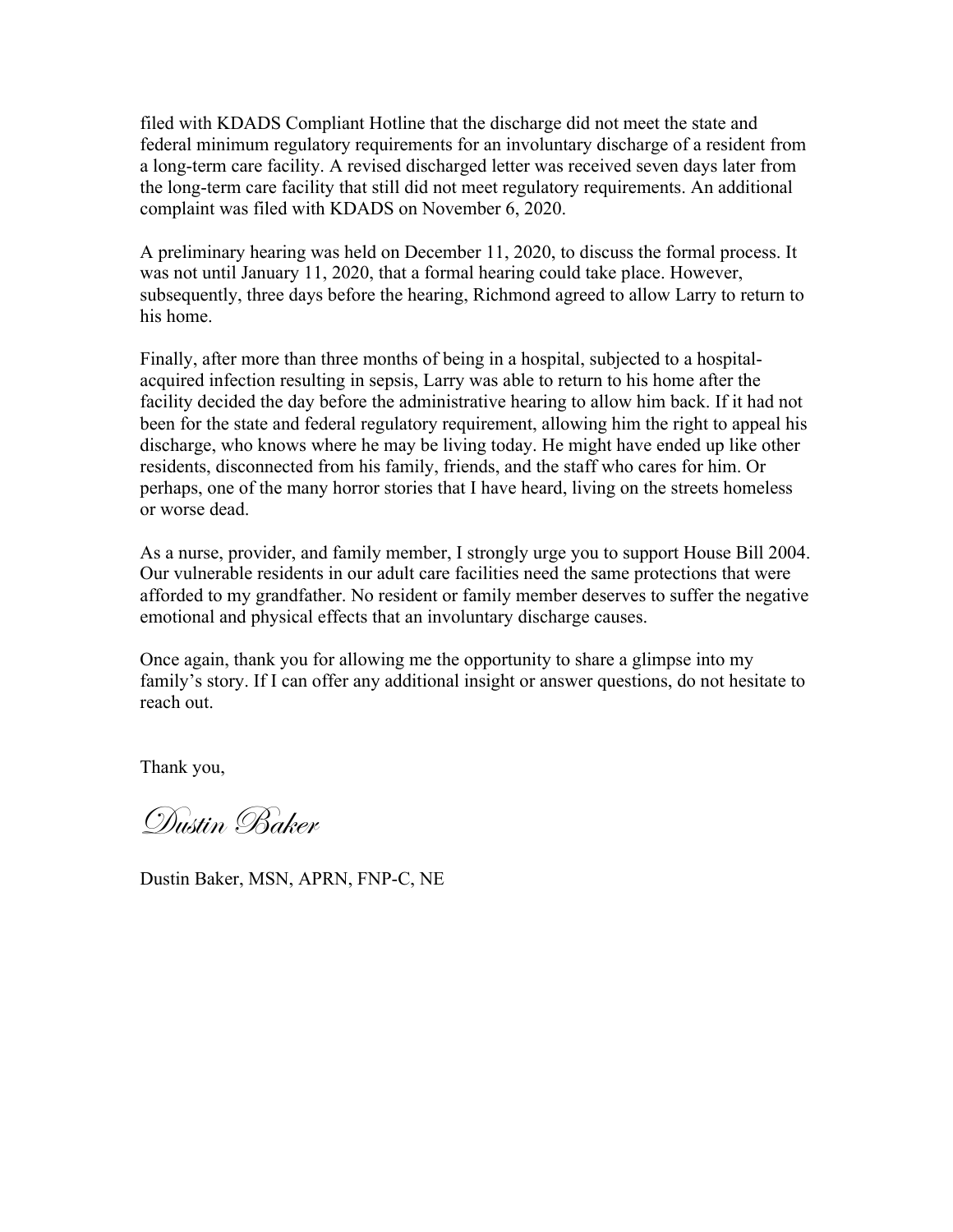filed with KDADS Compliant Hotline that the discharge did not meet the state and federal minimum regulatory requirements for an involuntary discharge of a resident from a long-term care facility. A revised discharged letter was received seven days later from the long-term care facility that still did not meet regulatory requirements. An additional complaint was filed with KDADS on November 6, 2020.

A preliminary hearing was held on December 11, 2020, to discuss the formal process. It was not until January 11, 2020, that a formal hearing could take place. However, subsequently, three days before the hearing, Richmond agreed to allow Larry to return to his home.

Finally, after more than three months of being in a hospital, subjected to a hospital-acquired infection resulting in sepsis, Larry was able to return to his home after the facility decided the day before the administrative hearing to allow him back. If it had not been for the state and federal regulatory requirement, allowing him the right to appeal his discharge, who knows where he may be living today. He might have ended up like other residents, disconnected from his family, friends, and the staff who cares for him. Or perhaps, one of the many horror stories that I have heard, living on the streets homeless or worse dead.

As a nurse, provider, and family member, I strongly urge you to support House Bill 2004. Our vulnerable residents in our adult care facilities need the same protections that were afforded to my grandfather. No resident or family member deserves to suffer the negative emotional and physical effects that an involuntary discharge causes.

Once again, thank you for allowing me the opportunity to share a glimpse into my family's story. If I can offer any additional insight or answer questions, do not hesitate to reach out.

Thank you,

*Dustin Baker*

Dustin Baker, MSN, APRN, FNP-C, NE